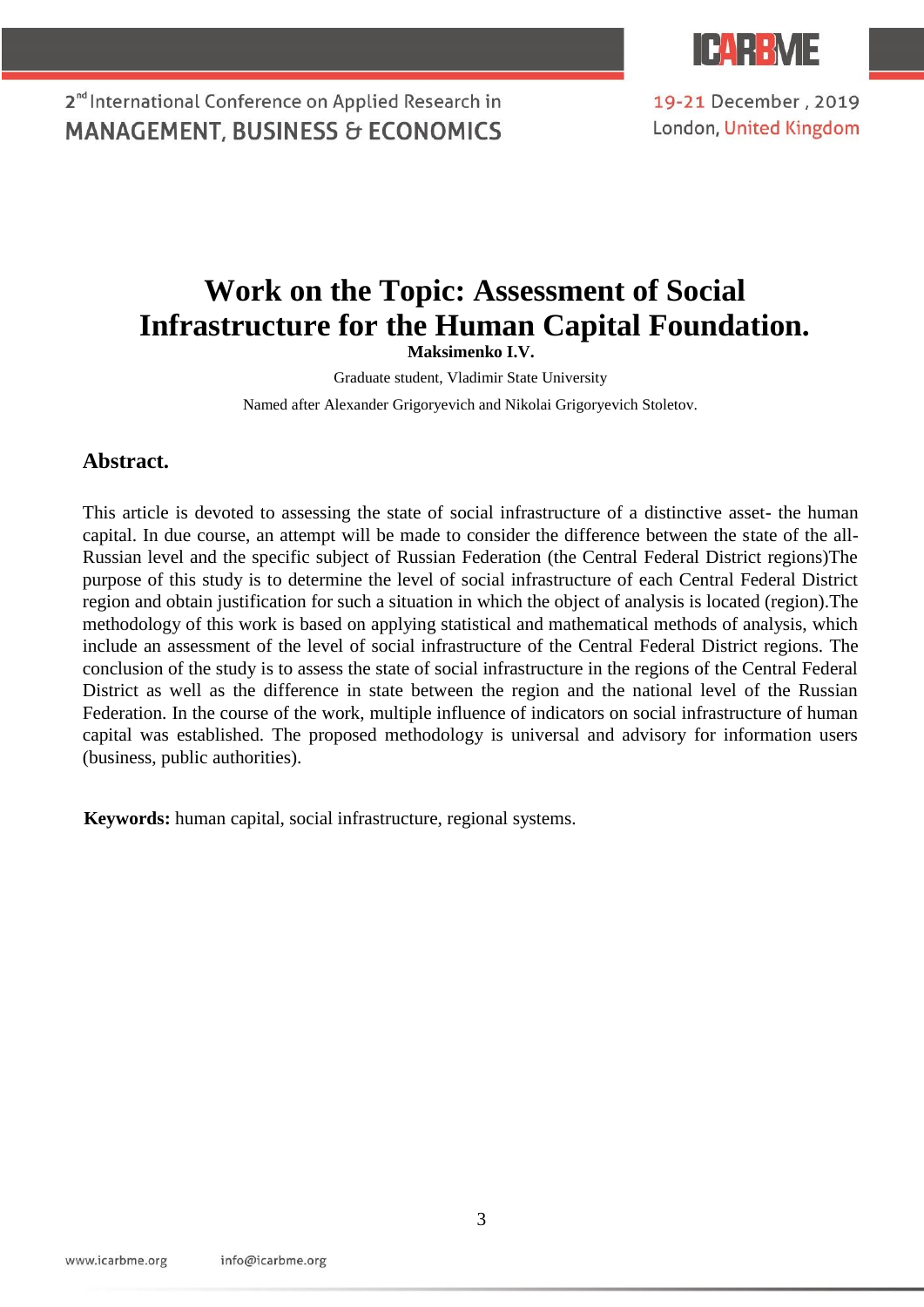# Work on the Topic: Assessment of Social Infrastructure for the Human Capital Foundation.

**Maksimenko I.V.**

Graduate student, Vladimir State University

Named after Alexander Grigoryevich and Nikolai Grigoryevich Stoletov.

## Abstract.

This article is devoted to assessing the state of social infrastructure of a distinctive asset- the human capital. In due course, an attempt will be made to consider the difference between the state of the all-Russian level and the specific subject of Russian Federation (the Central Federal District regions)The purpose of this study is to determine the level of social infrastructure of each Central Federal District region and obtain justification for such a situation in which the object of analysis is located (region).The methodology of this work is based on applying statistical and mathematical methods of analysis, which include an assessment of the level of social infrastructure of the Central Federal District regions. The conclusion of the study is to assess the state of social infrastructure in the regions of the Central Federal District as well as the difference in state between the region and the national level of the Russian Federation. In the course of the work, multiple influence of indicators on social infrastructure of human capital was established. The proposed methodology is universal and advisory for information users (business, public authorities).

**Keywords:** human capital, social infrastructure, regional systems.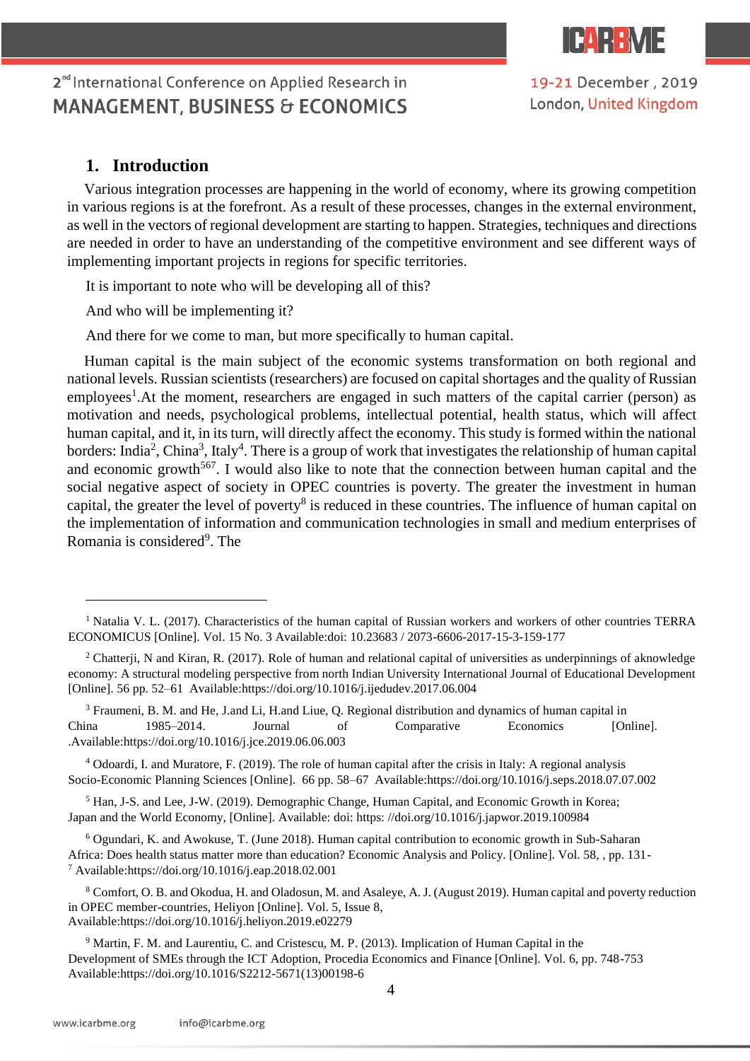## 1. Introduction

Various integration processes are happening in the world of economy, where its growing competition in various regions is at the forefront. As a result of these processes, changes in the external environment, as well in the vectors of regional development are starting to happen. Strategies, techniques and directions are needed in order to have an understanding of the competitive environment and see different ways of implementing important projects in regions for specific territories.

It is important to note who will be developing all of this?

And who will be implementing it?

And there for we come to man, but more specifically to human capital.

Human capital is the main subject of the economic systems transformation on both regional and national levels. Russian scientists (researchers) are focused on capital shortages and the quality of Russian employees[1].At the moment, researchers are engaged in such matters of the capital carrier (person) as motivation and needs, psychological problems, intellectual potential, health status, which will affect human capital, and it, in its turn, will directly affect the economy. This study is formed within the national borders: India[2], China[3], Italy[4]. There is a group of work that investigates the relationship of human capital and economic growth[5][6][7]. I would also like to note that the connection between human capital and the social negative aspect of society in OPEC countries is poverty. The greater the investment in human capital, the greater the level of poverty[8] is reduced in these countries. The influence of human capital on the implementation of information and communication technologies in small and medium enterprises of Romania is considered[9]. The

---

[1] Natalia V. L. (2017). Characteristics of the human capital of Russian workers and workers of other countries TERRA ECONOMICUS [Online]. Vol. 15 No. 3 Available:doi: 10.23683 / 2073-6606-2017-15-3-159-177

[2] Chatterji, N and Kiran, R. (2017). Role of human and relational capital of universities as underpinnings of aknowledge economy: A structural modeling perspective from north Indian University International Journal of Educational Development [Online]. 56 pp. 52–61 Available:https://doi.org/10.1016/j.ijedudev.2017.06.004

[3] Fraumeni, B. M. and He, J.and Li, H.and Liue, Q. Regional distribution and dynamics of human capital in China 1985–2014. Journal of Comparative Economics [Online]. .Available:https://doi.org/10.1016/j.jce.2019.06.06.003

[4] Odoardi, I. and Muratore, F. (2019). The role of human capital after the crisis in Italy: A regional analysis Socio-Economic Planning Sciences [Online]. 66 pp. 58–67 Available:https://doi.org/10.1016/j.seps.2018.07.07.002

[5] Han, J-S. and Lee, J-W. (2019). Demographic Change, Human Capital, and Economic Growth in Korea; Japan and the World Economy, [Online]. Available: doi: https: //doi.org/10.1016/j.japwor.2019.100984

[6] Ogundari, K. and Awokuse, T. (June 2018). Human capital contribution to economic growth in Sub-Saharan Africa: Does health status matter more than education? Economic Analysis and Policy. [Online]. Vol. 58, , pp. 131-

[7] Available:https://doi.org/10.1016/j.eap.2018.02.001

[8] Comfort, O. B. and Okodua, H. and Oladosun, M. and Asaleye, A. J. (August 2019). Human capital and poverty reduction in OPEC member-countries, Heliyon [Online]. Vol. 5, Issue 8, Available:https://doi.org/10.1016/j.heliyon.2019.e02279

[9] Martin, F. M. and Laurentiu, C. and Cristescu, M. P. (2013). Implication of Human Capital in the Development of SMEs through the ICT Adoption, Procedia Economics and Finance [Online]. Vol. 6, pp. 748-753 Available:https://doi.org/10.1016/S2212-5671(13)00198-6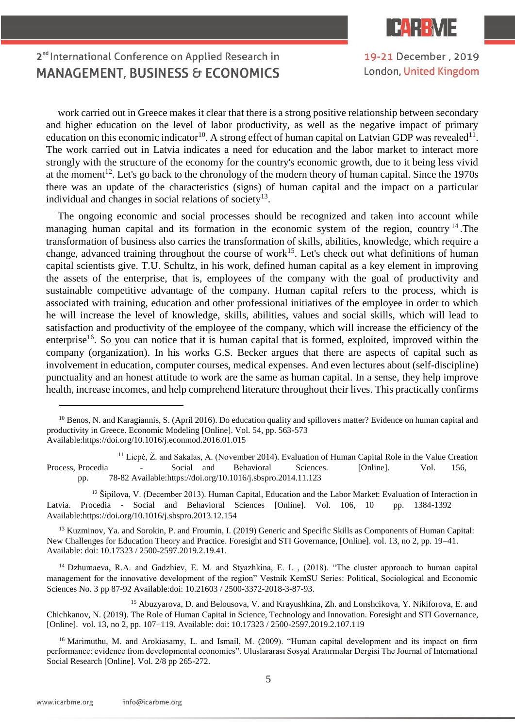work carried out in Greece makes it clear that there is a strong positive relationship between secondary and higher education on the level of labor productivity, as well as the negative impact of primary education on this economic indicator[10]. A strong effect of human capital on Latvian GDP was revealed[11]. The work carried out in Latvia indicates a need for education and the labor market to interact more strongly with the structure of the economy for the country's economic growth, due to it being less vivid at the moment[12]. Let's go back to the chronology of the modern theory of human capital. Since the 1970s there was an update of the characteristics (signs) of human capital and the impact on a particular individual and changes in social relations of society[13].

The ongoing economic and social processes should be recognized and taken into account while managing human capital and its formation in the economic system of the region, country[14].The transformation of business also carries the transformation of skills, abilities, knowledge, which require a change, advanced training throughout the course of work[15]. Let's check out what definitions of human capital scientists give. T.U. Schultz, in his work, defined human capital as a key element in improving the assets of the enterprise, that is, employees of the company with the goal of productivity and sustainable competitive advantage of the company. Human capital refers to the process, which is associated with training, education and other professional initiatives of the employee in order to which he will increase the level of knowledge, skills, abilities, values and social skills, which will lead to satisfaction and productivity of the employee of the company, which will increase the efficiency of the enterprise[16]. So you can notice that it is human capital that is formed, exploited, improved within the company (organization). In his works G.S. Becker argues that there are aspects of capital such as involvement in education, computer courses, medical expenses. And even lectures about (self-discipline) punctuality and an honest attitude to work are the same as human capital. In a sense, they help improve health, increase incomes, and help comprehend literature throughout their lives. This practically confirms

---

[10] Benos, N. and Karagiannis, S. (April 2016). Do education quality and spillovers matter? Evidence on human capital and productivity in Greece. Economic Modeling [Online]. Vol. 54, pp. 563-573 Available:https://doi.org/10.1016/j.econmod.2016.01.015

[11] Liepė, Ž. and Sakalas, A. (November 2014). Evaluation of Human Capital Role in the Value Creation Process, Procedia - Social and Behavioral Sciences. [Online]. Vol. 156, pp. 78-82 Available:https://doi.org/10.1016/j.sbspro.2014.11.123

[12] Šipilova, V. (December 2013). Human Capital, Education and the Labor Market: Evaluation of Interaction in Latvia. Procedia - Social and Behavioral Sciences [Online]. Vol. 106, 10 pp. 1384-1392 Available:https://doi.org/10.1016/j.sbspro.2013.12.154

[13] Kuzminov, Ya. and Sorokin, P. and Froumin, I. (2019) Generic and Specific Skills as Components of Human Capital: New Challenges for Education Theory and Practice. Foresight and STI Governance, [Online]. vol. 13, no 2, pp. 19–41. Available: doi: 10.17323 / 2500-2597.2019.2.19.41.

[14] Dzhumaeva, R.A. and Gadzhiev, E. M. and Styazhkina, E. I. , (2018). "The cluster approach to human capital management for the innovative development of the region" Vestnik KemSU Series: Political, Sociological and Economic Sciences No. 3 pp 87-92 Available:doi: 10.21603 / 2500-3372-2018-3-87-93.

[15] Abuzyarova, D. and Belousova, V. and Krayushkina, Zh. and Lonshcikova, Y. Nikiforova, E. and Chichkanov, N. (2019). The Role of Human Capital in Science, Technology and Innovation. Foresight and STI Governance, [Online]. vol. 13, no 2, pp. 107–119. Available: doi: 10.17323 / 2500-2597.2019.2.107.119

[16] Marimuthu, M. and Arokiasamy, L. and Ismail, M. (2009). "Human capital development and its impact on firm performance: evidence from developmental economics". Uluslararası Sosyal Aratırmalar Dergisi The Journal of International Social Research [Online]. Vol. 2/8 pp 265-272.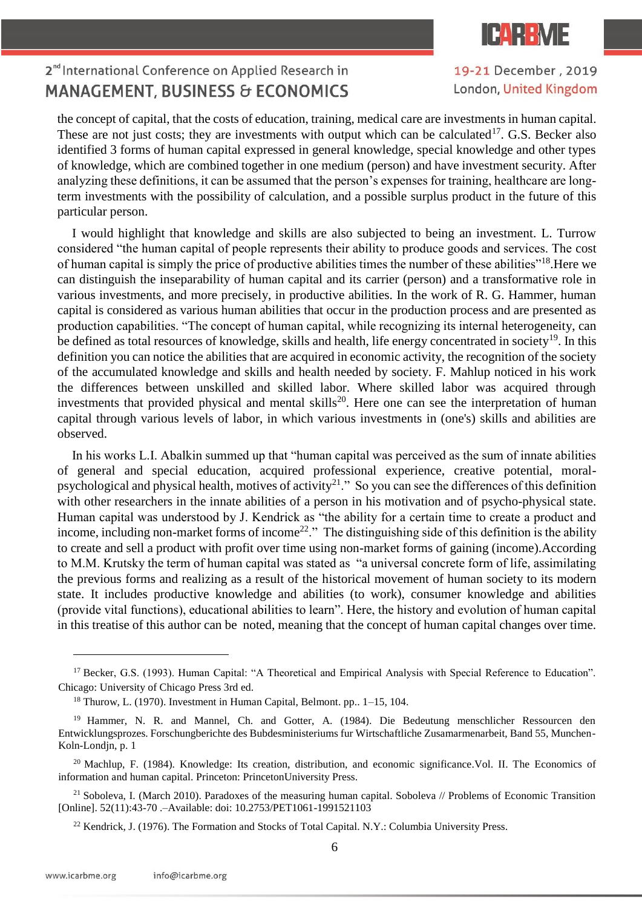the concept of capital, that the costs of education, training, medical care are investments in human capital. These are not just costs; they are investments with output which can be calculated[17]. G.S. Becker also identified 3 forms of human capital expressed in general knowledge, special knowledge and other types of knowledge, which are combined together in one medium (person) and have investment security. After analyzing these definitions, it can be assumed that the person's expenses for training, healthcare are long-term investments with the possibility of calculation, and a possible surplus product in the future of this particular person.

I would highlight that knowledge and skills are also subjected to being an investment. L. Turrow considered "the human capital of people represents their ability to produce goods and services. The cost of human capital is simply the price of productive abilities times the number of these abilities"[18].Here we can distinguish the inseparability of human capital and its carrier (person) and a transformative role in various investments, and more precisely, in productive abilities. In the work of R. G. Hammer, human capital is considered as various human abilities that occur in the production process and are presented as production capabilities. "The concept of human capital, while recognizing its internal heterogeneity, can be defined as total resources of knowledge, skills and health, life energy concentrated in society[19]. In this definition you can notice the abilities that are acquired in economic activity, the recognition of the society of the accumulated knowledge and skills and health needed by society. F. Mahlup noticed in his work the differences between unskilled and skilled labor. Where skilled labor was acquired through investments that provided physical and mental skills[20]. Here one can see the interpretation of human capital through various levels of labor, in which various investments in (one's) skills and abilities are observed.

In his works L.I. Abalkin summed up that "human capital was perceived as the sum of innate abilities of general and special education, acquired professional experience, creative potential, moral-psychological and physical health, motives of activity[21]." So you can see the differences of this definition with other researchers in the innate abilities of a person in his motivation and of psycho-physical state. Human capital was understood by J. Kendrick as "the ability for a certain time to create a product and income, including non-market forms of income[22]." The distinguishing side of this definition is the ability to create and sell a product with profit over time using non-market forms of gaining (income).According to M.M. Krutsky the term of human capital was stated as "a universal concrete form of life, assimilating the previous forms and realizing as a result of the historical movement of human society to its modern state. It includes productive knowledge and abilities (to work), consumer knowledge and abilities (provide vital functions), educational abilities to learn". Here, the history and evolution of human capital in this treatise of this author can be noted, meaning that the concept of human capital changes over time.

---

[17] Becker, G.S. (1993). Human Capital: "A Theoretical and Empirical Analysis with Special Reference to Education". Chicago: University of Chicago Press 3rd ed.

[18] Thurow, L. (1970). Investment in Human Capital, Belmont. pp.. 1–15, 104.

[19] Hammer, N. R. and Mannel, Ch. and Gotter, A. (1984). Die Bedeutung menschlicher Ressourcen den Entwicklungsprozes. Forschungberichte des Bubdesministeriums fur Wirtschaftliche Zusamarmenarbeit, Band 55, Munchen-Koln-Londjn, p. 1

[20] Machlup, F. (1984). Knowledge: Its creation, distribution, and economic significance.Vol. II. The Economics of information and human capital. Princeton: PrincetonUniversity Press.

[21] Soboleva, I. (March 2010). Paradoxes of the measuring human capital. Soboleva // Problems of Economic Transition [Online]. 52(11):43-70 .–Available: doi: 10.2753/PET1061-1991521103

[22] Kendrick, J. (1976). The Formation and Stocks of Total Capital. N.Y.: Columbia University Press.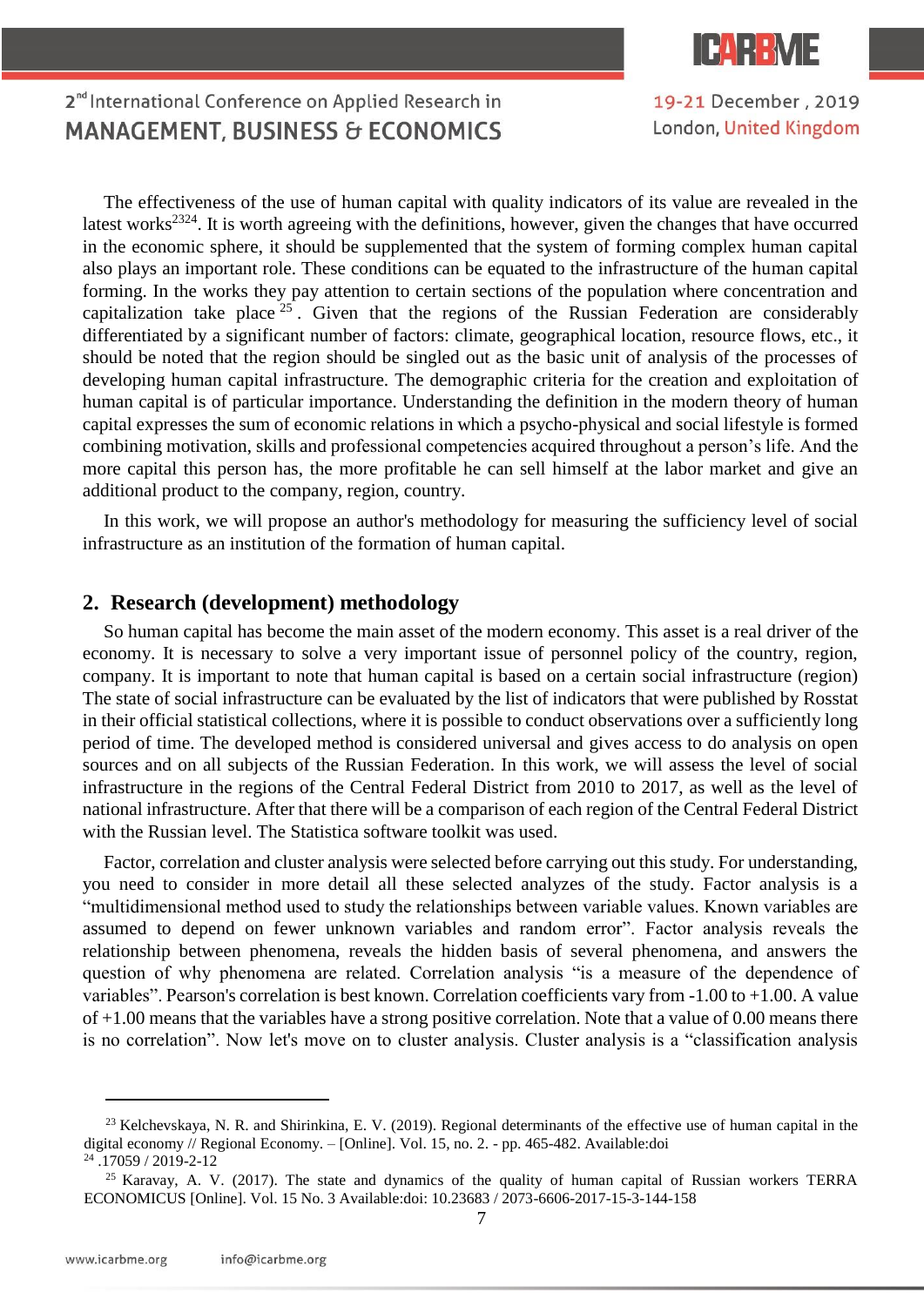The effectiveness of the use of human capital with quality indicators of its value are revealed in the latest works[23][24]. It is worth agreeing with the definitions, however, given the changes that have occurred in the economic sphere, it should be supplemented that the system of forming complex human capital also plays an important role. These conditions can be equated to the infrastructure of the human capital forming. In the works they pay attention to certain sections of the population where concentration and capitalization take place [25]. Given that the regions of the Russian Federation are considerably differentiated by a significant number of factors: climate, geographical location, resource flows, etc., it should be noted that the region should be singled out as the basic unit of analysis of the processes of developing human capital infrastructure. The demographic criteria for the creation and exploitation of human capital is of particular importance. Understanding the definition in the modern theory of human capital expresses the sum of economic relations in which a psycho-physical and social lifestyle is formed combining motivation, skills and professional competencies acquired throughout a person's life. And the more capital this person has, the more profitable he can sell himself at the labor market and give an additional product to the company, region, country.

In this work, we will propose an author's methodology for measuring the sufficiency level of social infrastructure as an institution of the formation of human capital.

## 2. Research (development) methodology

So human capital has become the main asset of the modern economy. This asset is a real driver of the economy. It is necessary to solve a very important issue of personnel policy of the country, region, company. It is important to note that human capital is based on a certain social infrastructure (region) The state of social infrastructure can be evaluated by the list of indicators that were published by Rosstat in their official statistical collections, where it is possible to conduct observations over a sufficiently long period of time. The developed method is considered universal and gives access to do analysis on open sources and on all subjects of the Russian Federation. In this work, we will assess the level of social infrastructure in the regions of the Central Federal District from 2010 to 2017, as well as the level of national infrastructure. After that there will be a comparison of each region of the Central Federal District with the Russian level. The Statistica software toolkit was used.

Factor, correlation and cluster analysis were selected before carrying out this study. For understanding, you need to consider in more detail all these selected analyzes of the study. Factor analysis is a "multidimensional method used to study the relationships between variable values. Known variables are assumed to depend on fewer unknown variables and random error". Factor analysis reveals the relationship between phenomena, reveals the hidden basis of several phenomena, and answers the question of why phenomena are related. Correlation analysis "is a measure of the dependence of variables". Pearson's correlation is best known. Correlation coefficients vary from -1.00 to +1.00. A value of +1.00 means that the variables have a strong positive correlation. Note that a value of 0.00 means there is no correlation". Now let's move on to cluster analysis. Cluster analysis is a "classification analysis

---

[23] Kelchevskaya, N. R. and Shirinkina, E. V. (2019). Regional determinants of the effective use of human capital in the digital economy // Regional Economy. – [Online]. Vol. 15, no. 2. - pp. 465-482. Available:doi

[24] .17059 / 2019-2-12

[25] Karavay, A. V. (2017). The state and dynamics of the quality of human capital of Russian workers TERRA ECONOMICUS [Online]. Vol. 15 No. 3 Available:doi: 10.23683 / 2073-6606-2017-15-3-144-158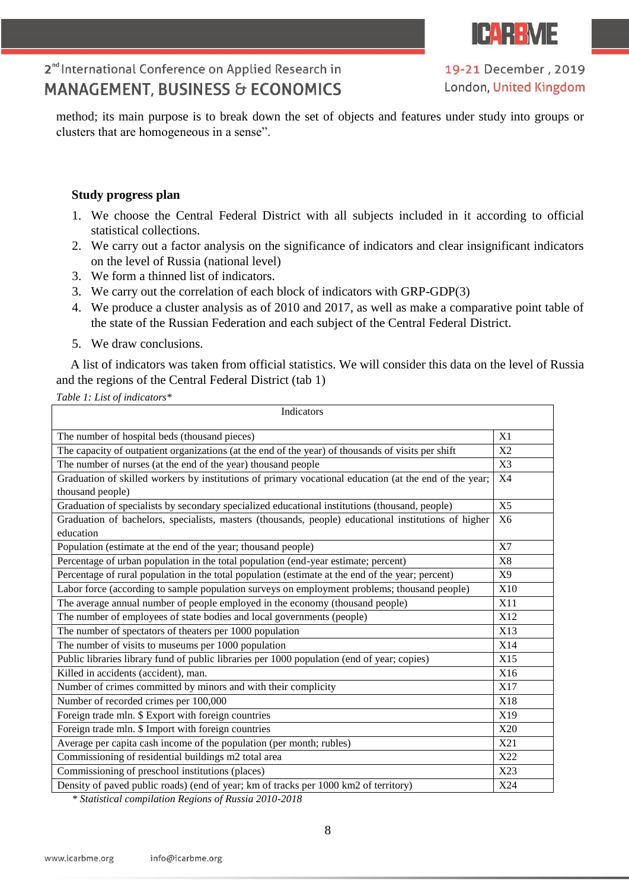method; its main purpose is to break down the set of objects and features under study into groups or clusters that are homogeneous in a sense".

**Study progress plan**

1. We choose the Central Federal District with all subjects included in it according to official statistical collections.
2. We carry out a factor analysis on the significance of indicators and clear insignificant indicators on the level of Russia (national level)
3. We form a thinned list of indicators.
3. We carry out the correlation of each block of indicators with GRP-GDP(3)
4. We produce a cluster analysis as of 2010 and 2017, as well as make a comparative point table of the state of the Russian Federation and each subject of the Central Federal District.
5. We draw conclusions.

A list of indicators was taken from official statistics. We will consider this data on the level of Russia and the regions of the Central Federal District (tab 1)

*Table 1: List of indicators**

| Indicators | |
|---|---|
| The number of hospital beds (thousand pieces) | X1 |
| The capacity of outpatient organizations (at the end of the year) of thousands of visits per shift | X2 |
| The number of nurses (at the end of the year) thousand people | X3 |
| Graduation of skilled workers by institutions of primary vocational education (at the end of the year; thousand people) | X4 |
| Graduation of specialists by secondary specialized educational institutions (thousand, people) | X5 |
| Graduation of bachelors, specialists, masters (thousands, people) educational institutions of higher education | X6 |
| Population (estimate at the end of the year; thousand people) | X7 |
| Percentage of urban population in the total population (end-year estimate; percent) | X8 |
| Percentage of rural population in the total population (estimate at the end of the year; percent) | X9 |
| Labor force (according to sample population surveys on employment problems; thousand people) | X10 |
| The average annual number of people employed in the economy (thousand people) | X11 |
| The number of employees of state bodies and local governments (people) | X12 |
| The number of spectators of theaters per 1000 population | X13 |
| The number of visits to museums per 1000 population | X14 |
| Public libraries library fund of public libraries per 1000 population (end of year; copies) | X15 |
| Killed in accidents (accident), man. | X16 |
| Number of crimes committed by minors and with their complicity | X17 |
| Number of recorded crimes per 100,000 | X18 |
| Foreign trade mln. $ Export with foreign countries | X19 |
| Foreign trade mln. $ Import with foreign countries | X20 |
| Average per capita cash income of the population (per month; rubles) | X21 |
| Commissioning of residential buildings m2 total area | X22 |
| Commissioning of preschool institutions (places) | X23 |
| Density of paved public roads) (end of year; km of tracks per 1000 km2 of territory) | X24 |

*\* Statistical compilation Regions of Russia 2010-2018*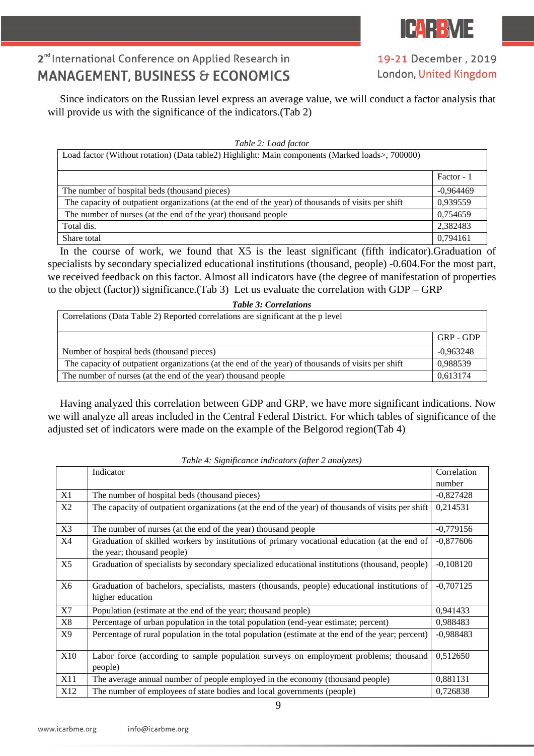Since indicators on the Russian level express an average value, we will conduct a factor analysis that will provide us with the significance of the indicators.(Tab 2)

*Table 2: Load factor*

| Load factor (Without rotation) (Data table2) Highlight: Main components (Marked loads>, 700000) | |
|---|---|
| | Factor - 1 |
| The number of hospital beds (thousand pieces) | -0,964469 |
| The capacity of outpatient organizations (at the end of the year) of thousands of visits per shift | 0,939559 |
| The number of nurses (at the end of the year) thousand people | 0,754659 |
| Total dis. | 2,382483 |
| Share total | 0,794161 |

In the course of work, we found that X5 is the least significant (fifth indicator).Graduation of specialists by secondary specialized educational institutions (thousand, people) -0.604.For the most part, we received feedback on this factor. Almost all indicators have (the degree of manifestation of properties to the object (factor)) significance.(Tab 3) Let us evaluate the correlation with GDP – GRP

***Table 3: Correlations***

| Correlations (Data Table 2) Reported correlations are significant at the p level | |
|---|---|
| | GRP - GDP |
| Number of hospital beds (thousand pieces) | -0,963248 |
| The capacity of outpatient organizations (at the end of the year) of thousands of visits per shift | 0,988539 |
| The number of nurses (at the end of the year) thousand people | 0,613174 |

Having analyzed this correlation between GDP and GRP, we have more significant indications. Now we will analyze all areas included in the Central Federal District. For which tables of significance of the adjusted set of indicators were made on the example of the Belgorod region(Tab 4)

*Table 4: Significance indicators (after 2 analyzes)*

| | Indicator | Correlation number |
|---|---|---|
| X1 | The number of hospital beds (thousand pieces) | -0,827428 |
| X2 | The capacity of outpatient organizations (at the end of the year) of thousands of visits per shift | 0,214531 |
| X3 | The number of nurses (at the end of the year) thousand people | -0,779156 |
| X4 | Graduation of skilled workers by institutions of primary vocational education (at the end of the year; thousand people) | -0,877606 |
| X5 | Graduation of specialists by secondary specialized educational institutions (thousand, people) | -0,108120 |
| X6 | Graduation of bachelors, specialists, masters (thousands, people) educational institutions of higher education | -0,707125 |
| X7 | Population (estimate at the end of the year; thousand people) | 0,941433 |
| X8 | Percentage of urban population in the total population (end-year estimate; percent) | 0,988483 |
| X9 | Percentage of rural population in the total population (estimate at the end of the year; percent) | -0,988483 |
| X10 | Labor force (according to sample population surveys on employment problems; thousand people) | 0,512650 |
| X11 | The average annual number of people employed in the economy (thousand people) | 0,881131 |
| X12 | The number of employees of state bodies and local governments (people) | 0,726838 |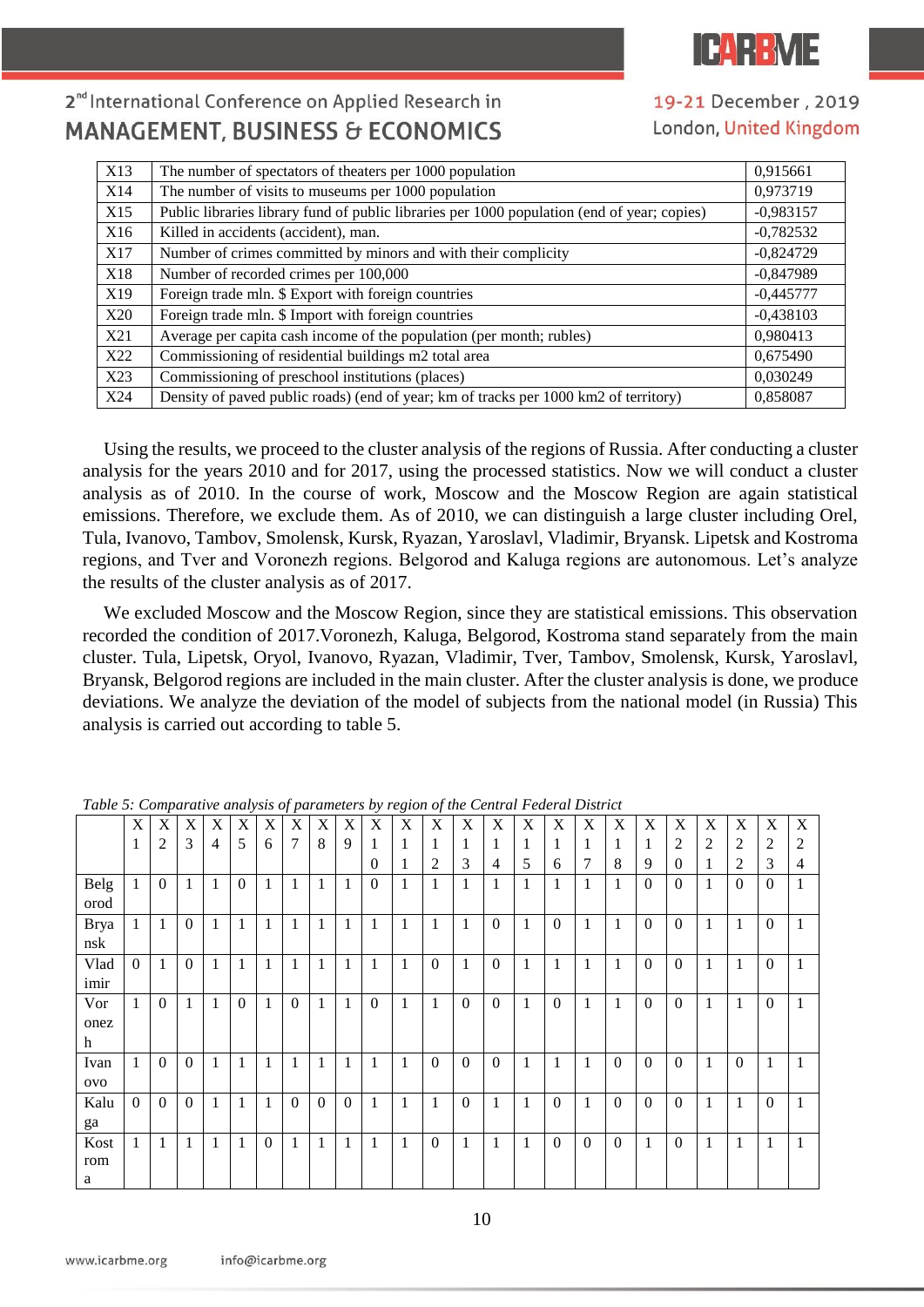| X13 | The number of spectators of theaters per 1000 population | 0,915661 |
|---|---|---|
| X14 | The number of visits to museums per 1000 population | 0,973719 |
| X15 | Public libraries library fund of public libraries per 1000 population (end of year; copies) | -0,983157 |
| X16 | Killed in accidents (accident), man. | -0,782532 |
| X17 | Number of crimes committed by minors and with their complicity | -0,824729 |
| X18 | Number of recorded crimes per 100,000 | -0,847989 |
| X19 | Foreign trade mln. $ Export with foreign countries | -0,445777 |
| X20 | Foreign trade mln. $ Import with foreign countries | -0,438103 |
| X21 | Average per capita cash income of the population (per month; rubles) | 0,980413 |
| X22 | Commissioning of residential buildings m2 total area | 0,675490 |
| X23 | Commissioning of preschool institutions (places) | 0,030249 |
| X24 | Density of paved public roads (end of year; km of tracks per 1000 km2 of territory) | 0,858087 |

Using the results, we proceed to the cluster analysis of the regions of Russia. After conducting a cluster analysis for the years 2010 and for 2017, using the processed statistics. Now we will conduct a cluster analysis as of 2010. In the course of work, Moscow and the Moscow Region are again statistical emissions. Therefore, we exclude them. As of 2010, we can distinguish a large cluster including Orel, Tula, Ivanovo, Tambov, Smolensk, Kursk, Ryazan, Yaroslavl, Vladimir, Bryansk. Lipetsk and Kostroma regions, and Tver and Voronezh regions. Belgorod and Kaluga regions are autonomous. Let's analyze the results of the cluster analysis as of 2017.

We excluded Moscow and the Moscow Region, since they are statistical emissions. This observation recorded the condition of 2017.Voronezh, Kaluga, Belgorod, Kostroma stand separately from the main cluster. Tula, Lipetsk, Oryol, Ivanovo, Ryazan, Vladimir, Tver, Tambov, Smolensk, Kursk, Yaroslavl, Bryansk, Belgorod regions are included in the main cluster. After the cluster analysis is done, we produce deviations. We analyze the deviation of the model of subjects from the national model (in Russia) This analysis is carried out according to table 5.

*Table 5: Comparative analysis of parameters by region of the Central Federal District*

| | X1 | X2 | X3 | X4 | X5 | X6 | X7 | X8 | X9 | X10 | X11 | X12 | X13 | X14 | X15 | X16 | X17 | X18 | X19 | X20 | X21 | X22 | X23 | X24 |
|---|---|---|---|---|---|---|---|---|---|---|---|---|---|---|---|---|---|---|---|---|---|---|---|---|
| Belgorod | 1 | 0 | 1 | 1 | 0 | 1 | 1 | 1 | 1 | 0 | 1 | 1 | 1 | 1 | 1 | 1 | 1 | 1 | 0 | 0 | 1 | 0 | 0 | 1 |
| Bryansk | 1 | 1 | 0 | 1 | 1 | 1 | 1 | 1 | 1 | 1 | 1 | 1 | 1 | 0 | 1 | 0 | 1 | 1 | 0 | 0 | 1 | 1 | 0 | 1 |
| Vladimir | 0 | 1 | 0 | 1 | 1 | 1 | 1 | 1 | 1 | 1 | 1 | 0 | 1 | 0 | 1 | 1 | 1 | 1 | 0 | 0 | 1 | 1 | 0 | 1 |
| Voronezh | 1 | 0 | 1 | 1 | 0 | 1 | 0 | 1 | 1 | 0 | 1 | 1 | 0 | 0 | 1 | 0 | 1 | 1 | 0 | 0 | 1 | 1 | 0 | 1 |
| Ivanovo | 1 | 0 | 0 | 1 | 1 | 1 | 1 | 1 | 1 | 1 | 1 | 0 | 0 | 0 | 1 | 1 | 1 | 0 | 0 | 0 | 1 | 0 | 1 | 1 |
| Kaluga | 0 | 0 | 0 | 1 | 1 | 1 | 0 | 0 | 0 | 1 | 1 | 1 | 0 | 1 | 1 | 0 | 1 | 0 | 0 | 0 | 1 | 1 | 0 | 1 |
| Kostroma | 1 | 1 | 1 | 1 | 1 | 0 | 1 | 1 | 1 | 1 | 1 | 0 | 1 | 1 | 1 | 0 | 0 | 0 | 1 | 0 | 1 | 1 | 1 | 1 |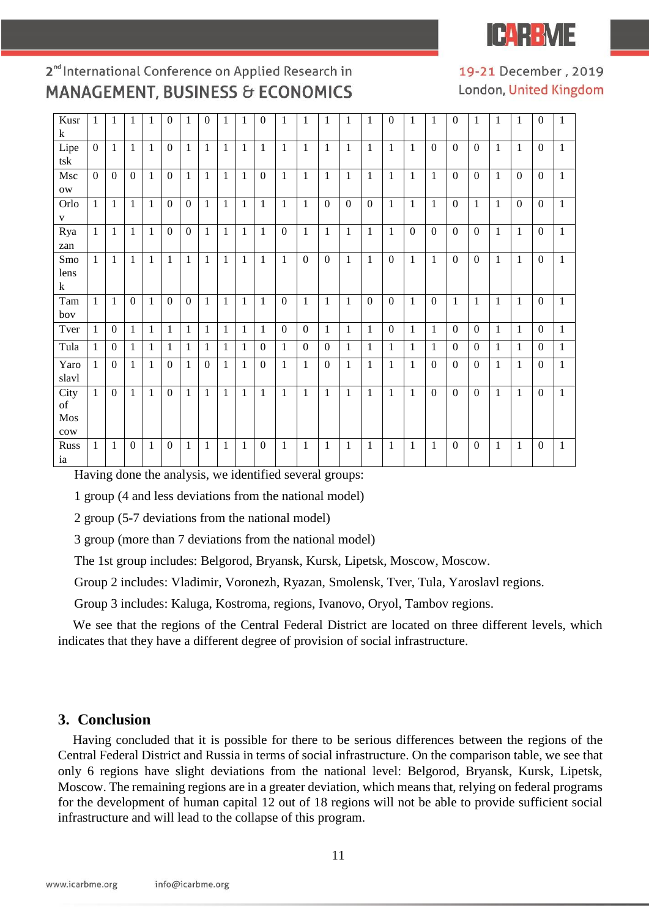| Kursk | 1 | 1 | 1 | 1 | 0 | 1 | 0 | 1 | 1 | 0 | 1 | 1 | 1 | 1 | 1 | 0 | 1 | 1 | 0 | 1 | 1 | 1 | 0 | 1 |
|---|---|---|---|---|---|---|---|---|---|---|---|---|---|---|---|---|---|---|---|---|---|---|---|---|
| Lipetsk | 0 | 1 | 1 | 1 | 0 | 1 | 1 | 1 | 1 | 1 | 1 | 1 | 1 | 1 | 1 | 1 | 1 | 0 | 0 | 0 | 1 | 1 | 0 | 1 |
| Mscow | 0 | 0 | 0 | 1 | 0 | 1 | 1 | 1 | 1 | 0 | 1 | 1 | 1 | 1 | 1 | 1 | 1 | 1 | 0 | 0 | 1 | 0 | 0 | 1 |
| Orlov | 1 | 1 | 1 | 1 | 0 | 0 | 1 | 1 | 1 | 1 | 1 | 1 | 0 | 0 | 0 | 1 | 1 | 1 | 0 | 1 | 1 | 0 | 0 | 1 |
| Ryazan | 1 | 1 | 1 | 1 | 0 | 0 | 1 | 1 | 1 | 1 | 0 | 1 | 1 | 1 | 1 | 1 | 0 | 0 | 0 | 0 | 1 | 1 | 0 | 1 |
| Smolensk | 1 | 1 | 1 | 1 | 1 | 1 | 1 | 1 | 1 | 1 | 1 | 0 | 0 | 1 | 1 | 0 | 1 | 1 | 0 | 0 | 1 | 1 | 0 | 1 |
| Tambov | 1 | 1 | 0 | 1 | 0 | 0 | 1 | 1 | 1 | 1 | 0 | 1 | 1 | 1 | 0 | 0 | 1 | 0 | 1 | 1 | 1 | 1 | 0 | 1 |
| Tver | 1 | 0 | 1 | 1 | 1 | 1 | 1 | 1 | 1 | 1 | 0 | 0 | 1 | 1 | 1 | 0 | 1 | 1 | 0 | 0 | 1 | 1 | 0 | 1 |
| Tula | 1 | 0 | 1 | 1 | 1 | 1 | 1 | 1 | 1 | 0 | 1 | 0 | 0 | 1 | 1 | 1 | 1 | 1 | 0 | 0 | 1 | 1 | 0 | 1 |
| Yaroslavl | 1 | 0 | 1 | 1 | 0 | 1 | 0 | 1 | 1 | 0 | 1 | 1 | 0 | 1 | 1 | 1 | 1 | 0 | 0 | 0 | 1 | 1 | 0 | 1 |
| City of Moscow | 1 | 0 | 1 | 1 | 0 | 1 | 1 | 1 | 1 | 1 | 1 | 1 | 1 | 1 | 1 | 1 | 1 | 0 | 0 | 0 | 1 | 1 | 0 | 1 |
| Russia | 1 | 1 | 0 | 1 | 0 | 1 | 1 | 1 | 1 | 0 | 1 | 1 | 1 | 1 | 1 | 1 | 1 | 1 | 0 | 0 | 1 | 1 | 0 | 1 |

Having done the analysis, we identified several groups:

1 group (4 and less deviations from the national model)

2 group (5-7 deviations from the national model)

3 group (more than 7 deviations from the national model)

The 1st group includes: Belgorod, Bryansk, Kursk, Lipetsk, Moscow, Moscow.

Group 2 includes: Vladimir, Voronezh, Ryazan, Smolensk, Tver, Tula, Yaroslavl regions.

Group 3 includes: Kaluga, Kostroma, regions, Ivanovo, Oryol, Tambov regions.

We see that the regions of the Central Federal District are located on three different levels, which indicates that they have a different degree of provision of social infrastructure.

## 3. Conclusion

Having concluded that it is possible for there to be serious differences between the regions of the Central Federal District and Russia in terms of social infrastructure. On the comparison table, we see that only 6 regions have slight deviations from the national level: Belgorod, Bryansk, Kursk, Lipetsk, Moscow. The remaining regions are in a greater deviation, which means that, relying on federal programs for the development of human capital 12 out of 18 regions will not be able to provide sufficient social infrastructure and will lead to the collapse of this program.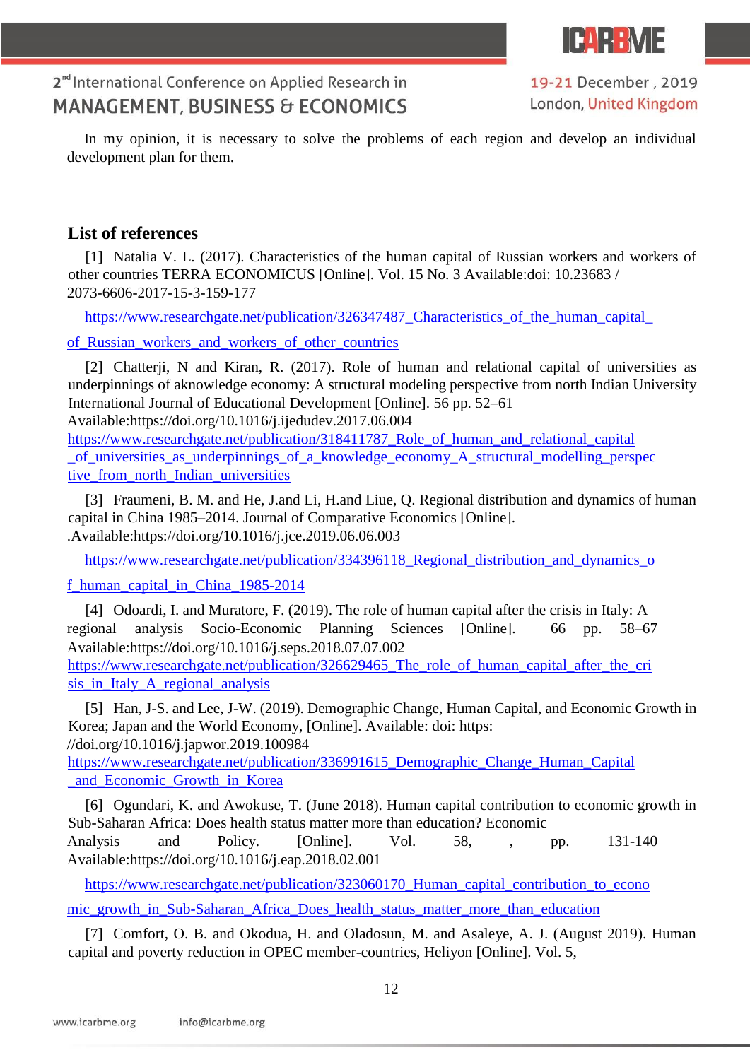In my opinion, it is necessary to solve the problems of each region and develop an individual development plan for them.

## List of references

[1] Natalia V. L. (2017). Characteristics of the human capital of Russian workers and workers of other countries TERRA ECONOMICUS [Online]. Vol. 15 No. 3 Available:doi: 10.23683 / 2073-6606-2017-15-3-159-177

https://www.researchgate.net/publication/326347487_Characteristics_of_the_human_capital_of_Russian_workers_and_workers_of_other_countries

[2] Chatterji, N and Kiran, R. (2017). Role of human and relational capital of universities as underpinnings of aknowledge economy: A structural modeling perspective from north Indian University International Journal of Educational Development [Online]. 56 pp. 52–61 Available:https://doi.org/10.1016/j.ijedudev.2017.06.004 https://www.researchgate.net/publication/318411787_Role_of_human_and_relational_capital_of_universities_as_underpinnings_of_a_knowledge_economy_A_structural_modelling_perspective_from_north_Indian_universities

[3] Fraumeni, B. M. and He, J.and Li, H.and Liue, Q. Regional distribution and dynamics of human capital in China 1985–2014. Journal of Comparative Economics [Online]. .Available:https://doi.org/10.1016/j.jce.2019.06.06.003

https://www.researchgate.net/publication/334396118_Regional_distribution_and_dynamics_of_human_capital_in_China_1985-2014

[4] Odoardi, I. and Muratore, F. (2019). The role of human capital after the crisis in Italy: A regional analysis Socio-Economic Planning Sciences [Online]. 66 pp. 58–67 Available:https://doi.org/10.1016/j.seps.2018.07.07.002 https://www.researchgate.net/publication/326629465_The_role_of_human_capital_after_the_crisis_in_Italy_A_regional_analysis

[5] Han, J-S. and Lee, J-W. (2019). Demographic Change, Human Capital, and Economic Growth in Korea; Japan and the World Economy, [Online]. Available: doi: https: //doi.org/10.1016/j.japwor.2019.100984 https://www.researchgate.net/publication/336991615_Demographic_Change_Human_Capital_and_Economic_Growth_in_Korea

[6] Ogundari, K. and Awokuse, T. (June 2018). Human capital contribution to economic growth in Sub-Saharan Africa: Does health status matter more than education? Economic Analysis and Policy. [Online]. Vol. 58, , pp. 131-140 Available:https://doi.org/10.1016/j.eap.2018.02.001

https://www.researchgate.net/publication/323060170_Human_capital_contribution_to_economic_growth_in_Sub-Saharan_Africa_Does_health_status_matter_more_than_education

[7] Comfort, O. B. and Okodua, H. and Oladosun, M. and Asaleye, A. J. (August 2019). Human capital and poverty reduction in OPEC member-countries, Heliyon [Online]. Vol. 5,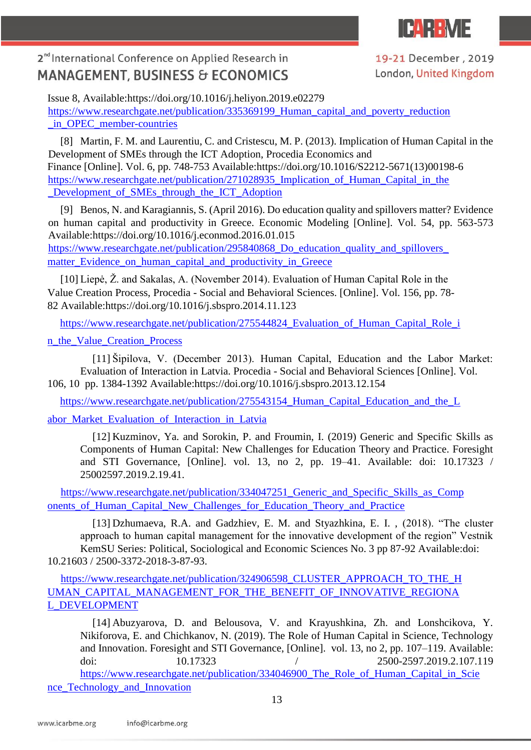Issue 8, Available:https://doi.org/10.1016/j.heliyon.2019.e02279
https://www.researchgate.net/publication/335369199_Human_capital_and_poverty_reduction_in_OPEC_member-countries

[8] Martin, F. M. and Laurentiu, C. and Cristescu, M. P. (2013). Implication of Human Capital in the Development of SMEs through the ICT Adoption, Procedia Economics and Finance [Online]. Vol. 6, pp. 748-753 Available:https://doi.org/10.1016/S2212-5671(13)00198-6
https://www.researchgate.net/publication/271028935_Implication_of_Human_Capital_in_the_Development_of_SMEs_through_the_ICT_Adoption

[9] Benos, N. and Karagiannis, S. (April 2016). Do education quality and spillovers matter? Evidence on human capital and productivity in Greece. Economic Modeling [Online]. Vol. 54, pp. 563-573 Available:https://doi.org/10.1016/j.econmod.2016.01.015
https://www.researchgate.net/publication/295840868_Do_education_quality_and_spillovers_matter_Evidence_on_human_capital_and_productivity_in_Greece

[10] Liepė, Ž. and Sakalas, A. (November 2014). Evaluation of Human Capital Role in the Value Creation Process, Procedia - Social and Behavioral Sciences. [Online]. Vol. 156, pp. 78-82 Available:https://doi.org/10.1016/j.sbspro.2014.11.123
https://www.researchgate.net/publication/275544824_Evaluation_of_Human_Capital_Role_in_the_Value_Creation_Process

[11] Šipilova, V. (December 2013). Human Capital, Education and the Labor Market: Evaluation of Interaction in Latvia. Procedia - Social and Behavioral Sciences [Online]. Vol. 106, 10 pp. 1384-1392 Available:https://doi.org/10.1016/j.sbspro.2013.12.154
https://www.researchgate.net/publication/275543154_Human_Capital_Education_and_the_Labor_Market_Evaluation_of_Interaction_in_Latvia

[12] Kuzminov, Ya. and Sorokin, P. and Froumin, I. (2019) Generic and Specific Skills as Components of Human Capital: New Challenges for Education Theory and Practice. Foresight and STI Governance, [Online]. vol. 13, no 2, pp. 19–41. Available: doi: 10.17323 / 25002597.2019.2.19.41.
https://www.researchgate.net/publication/334047251_Generic_and_Specific_Skills_as_Components_of_Human_Capital_New_Challenges_for_Education_Theory_and_Practice

[13] Dzhumaeva, R.A. and Gadzhiev, E. M. and Styazhkina, E. I. , (2018). "The cluster approach to human capital management for the innovative development of the region" Vestnik KemSU Series: Political, Sociological and Economic Sciences No. 3 pp 87-92 Available:doi: 10.21603 / 2500-3372-2018-3-87-93.
https://www.researchgate.net/publication/324906598_CLUSTER_APPROACH_TO_THE_HUMAN_CAPITAL_MANAGEMENT_FOR_THE_BENEFIT_OF_INNOVATIVE_REGIONAL_DEVELOPMENT

[14] Abuzyarova, D. and Belousova, V. and Krayushkina, Zh. and Lonshcikova, Y. Nikiforova, E. and Chichkanov, N. (2019). The Role of Human Capital in Science, Technology and Innovation. Foresight and STI Governance, [Online]. vol. 13, no 2, pp. 107–119. Available: doi: 10.17323 / 2500-2597.2019.2.107.119
https://www.researchgate.net/publication/334046900_The_Role_of_Human_Capital_in_Science_Technology_and_Innovation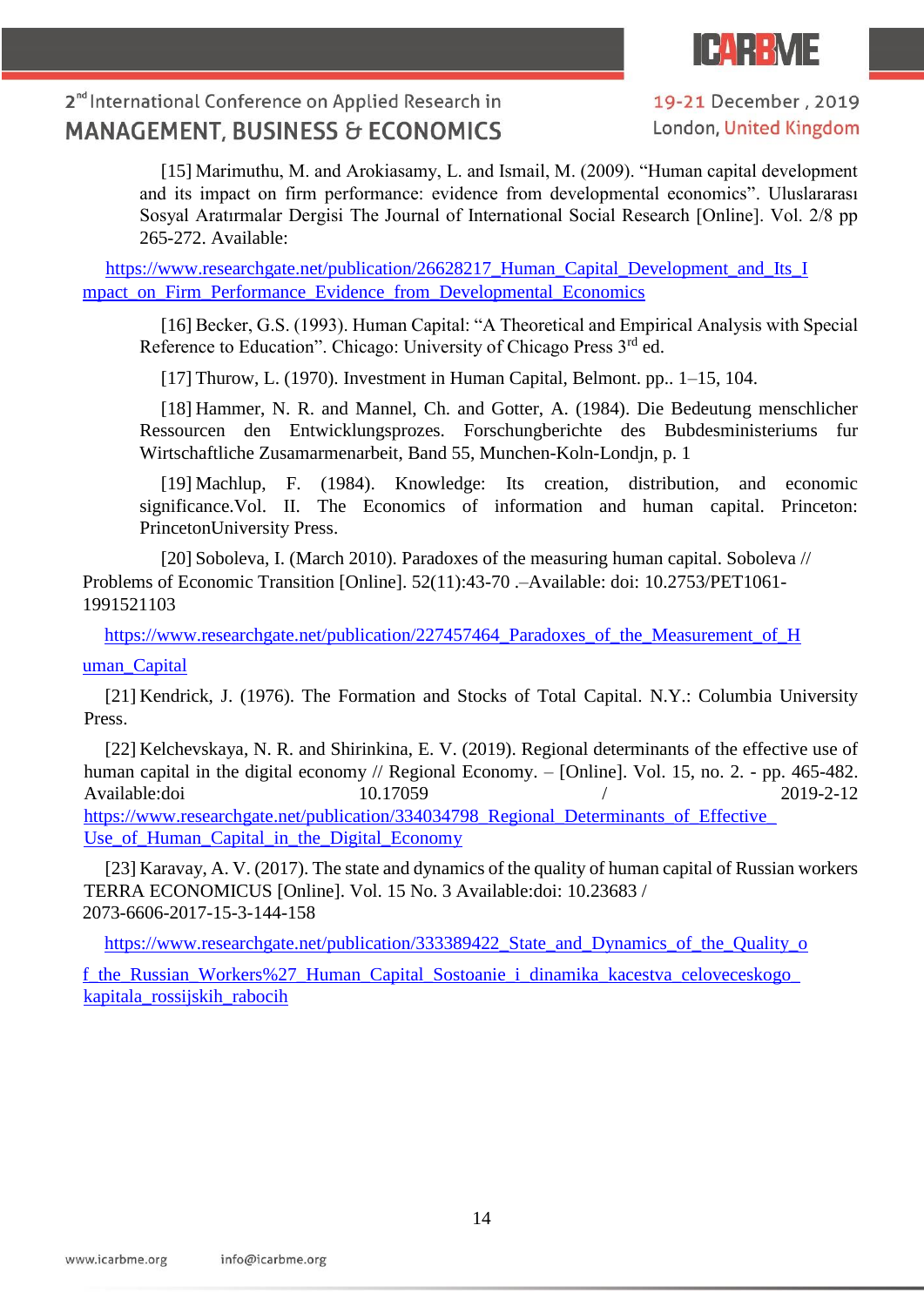[15] Marimuthu, M. and Arokiasamy, L. and Ismail, M. (2009). "Human capital development and its impact on firm performance: evidence from developmental economics". Uluslararası Sosyal Aratırmalar Dergisi The Journal of International Social Research [Online]. Vol. 2/8 pp 265-272. Available:

https://www.researchgate.net/publication/26628217_Human_Capital_Development_and_Its_Impact_on_Firm_Performance_Evidence_from_Developmental_Economics

[16] Becker, G.S. (1993). Human Capital: "A Theoretical and Empirical Analysis with Special Reference to Education". Chicago: University of Chicago Press 3rd ed.

[17] Thurow, L. (1970). Investment in Human Capital, Belmont. pp.. 1–15, 104.

[18] Hammer, N. R. and Mannel, Ch. and Gotter, A. (1984). Die Bedeutung menschlicher Ressourcen den Entwicklungsprozes. Forschungberichte des Bubdesministeriums fur Wirtschaftliche Zusamarmenarbeit, Band 55, Munchen-Koln-Londjn, p. 1

[19] Machlup, F. (1984). Knowledge: Its creation, distribution, and economic significance.Vol. II. The Economics of information and human capital. Princeton: PrincetonUniversity Press.

[20] Soboleva, I. (March 2010). Paradoxes of the measuring human capital. Soboleva // Problems of Economic Transition [Online]. 52(11):43-70 .–Available: doi: 10.2753/PET1061-1991521103

https://www.researchgate.net/publication/227457464_Paradoxes_of_the_Measurement_of_Human_Capital

[21] Kendrick, J. (1976). The Formation and Stocks of Total Capital. N.Y.: Columbia University Press.

[22] Kelchevskaya, N. R. and Shirinkina, E. V. (2019). Regional determinants of the effective use of human capital in the digital economy // Regional Economy. – [Online]. Vol. 15, no. 2. - pp. 465-482. Available:doi 10.17059 / 2019-2-12 https://www.researchgate.net/publication/334034798_Regional_Determinants_of_Effective_Use_of_Human_Capital_in_the_Digital_Economy

[23] Karavay, A. V. (2017). The state and dynamics of the quality of human capital of Russian workers TERRA ECONOMICUS [Online]. Vol. 15 No. 3 Available:doi: 10.23683 / 2073-6606-2017-15-3-144-158

https://www.researchgate.net/publication/333389422_State_and_Dynamics_of_the_Quality_of_the_Russian_Workers%27_Human_Capital_Sostoanie_i_dinamika_kacestva_celoveceskogo_kapitala_rossijskih_rabocih